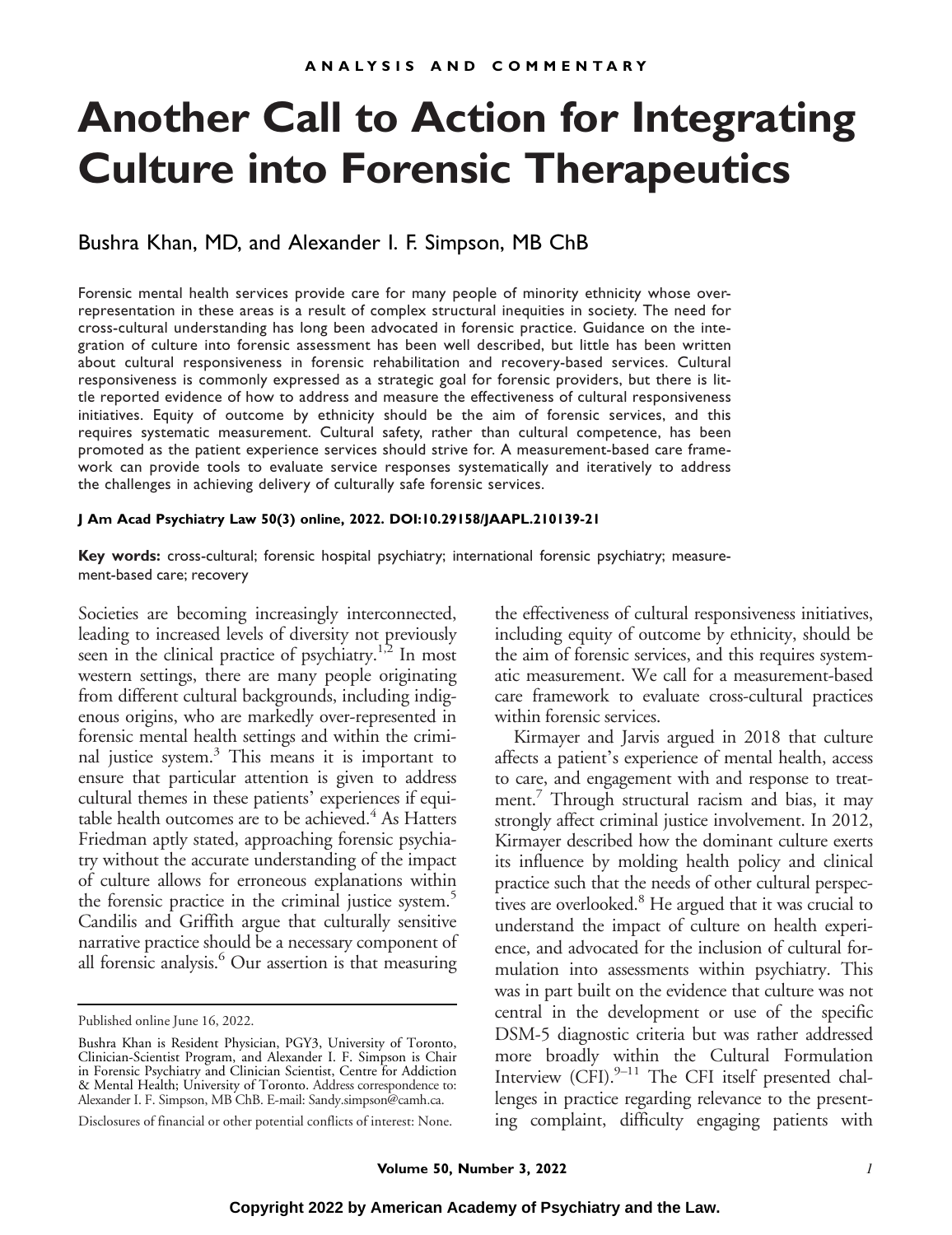ANALYSIS AND COMMENTARY

# Another Call to Action for Integrating Culture into Forensic Therapeutics

Bushra Khan, MD, and Alexander I. F. Simpson, MB ChB

Forensic mental health services provide care for many people of minority ethnicity whose over-representation in these areas is a result of complex structural inequities in society. The need for cross-cultural understanding has long been advocated in forensic practice. Guidance on the integration of culture into forensic assessment has been well described, but little has been written about cultural responsiveness in forensic rehabilitation and recovery-based services. Cultural responsiveness is commonly expressed as a strategic goal for forensic providers, but there is little reported evidence of how to address and measure the effectiveness of cultural responsiveness initiatives. Equity of outcome by ethnicity should be the aim of forensic services, and this requires systematic measurement. Cultural safety, rather than cultural competence, has been promoted as the patient experience services should strive for. A measurement-based care framework can provide tools to evaluate service responses systematically and iteratively to address the challenges in achieving delivery of culturally safe forensic services.

**J Am Acad Psychiatry Law 50(3) online, 2022. DOI:10.29158/JAAPL.210139-21**

**Key words:** cross-cultural; forensic hospital psychiatry; international forensic psychiatry; measurement-based care; recovery

Societies are becoming increasingly interconnected, leading to increased levels of diversity not previously seen in the clinical practice of psychiatry.[1,2] In most western settings, there are many people originating from different cultural backgrounds, including indigenous origins, who are markedly over-represented in forensic mental health settings and within the criminal justice system.[3] This means it is important to ensure that particular attention is given to address cultural themes in these patients' experiences if equitable health outcomes are to be achieved.[4] As Hatters Friedman aptly stated, approaching forensic psychiatry without the accurate understanding of the impact of culture allows for erroneous explanations within the forensic practice in the criminal justice system.[5] Candilis and Griffith argue that culturally sensitive narrative practice should be a necessary component of all forensic analysis.[6] Our assertion is that measuring the effectiveness of cultural responsiveness initiatives, including equity of outcome by ethnicity, should be the aim of forensic services, and this requires systematic measurement. We call for a measurement-based care framework to evaluate cross-cultural practices within forensic services.

Kirmayer and Jarvis argued in 2018 that culture affects a patient's experience of mental health, access to care, and engagement with and response to treatment.[7] Through structural racism and bias, it may strongly affect criminal justice involvement. In 2012, Kirmayer described how the dominant culture exerts its influence by molding health policy and clinical practice such that the needs of other cultural perspectives are overlooked.[8] He argued that it was crucial to understand the impact of culture on health experience, and advocated for the inclusion of cultural formulation into assessments within psychiatry. This was in part built on the evidence that culture was not central in the development or use of the specific DSM-5 diagnostic criteria but was rather addressed more broadly within the Cultural Formulation Interview (CFI).[9–11] The CFI itself presented challenges in practice regarding relevance to the presenting complaint, difficulty engaging patients with

Published online June 16, 2022.

Bushra Khan is Resident Physician, PGY3, University of Toronto, Clinician-Scientist Program, and Alexander I. F. Simpson is Chair in Forensic Psychiatry and Clinician Scientist, Centre for Addiction & Mental Health; University of Toronto. Address correspondence to: Alexander I. F. Simpson, MB ChB. E-mail: Sandy.simpson@camh.ca.

Disclosures of financial or other potential conflicts of interest: None.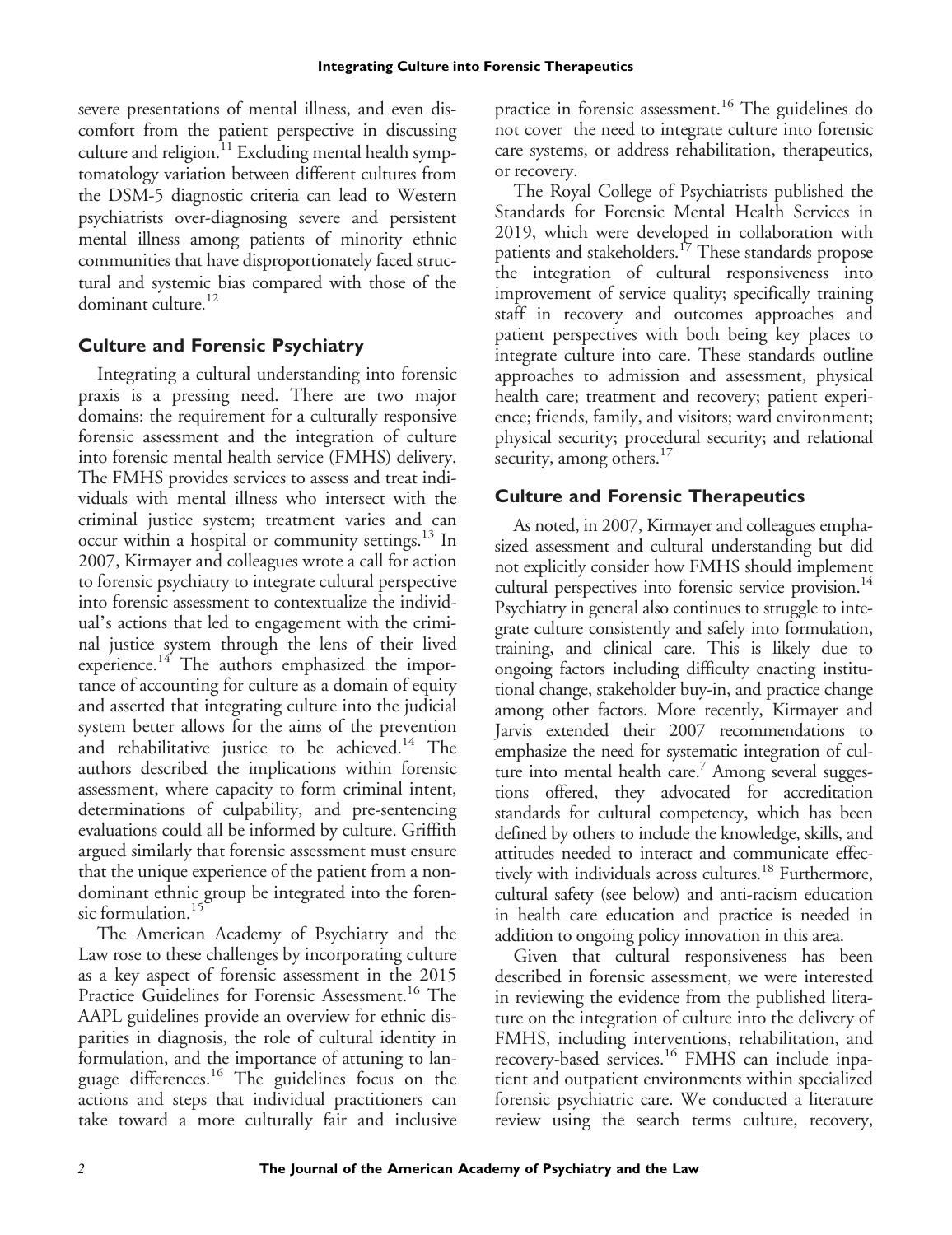severe presentations of mental illness, and even discomfort from the patient perspective in discussing culture and religion.[11] Excluding mental health symptomatology variation between different cultures from the DSM-5 diagnostic criteria can lead to Western psychiatrists over-diagnosing severe and persistent mental illness among patients of minority ethnic communities that have disproportionately faced structural and systemic bias compared with those of the dominant culture.[12]

## Culture and Forensic Psychiatry

Integrating a cultural understanding into forensic praxis is a pressing need. There are two major domains: the requirement for a culturally responsive forensic assessment and the integration of culture into forensic mental health service (FMHS) delivery. The FMHS provides services to assess and treat individuals with mental illness who intersect with the criminal justice system; treatment varies and can occur within a hospital or community settings.[13] In 2007, Kirmayer and colleagues wrote a call for action to forensic psychiatry to integrate cultural perspective into forensic assessment to contextualize the individual's actions that led to engagement with the criminal justice system through the lens of their lived experience.[14] The authors emphasized the importance of accounting for culture as a domain of equity and asserted that integrating culture into the judicial system better allows for the aims of the prevention and rehabilitative justice to be achieved.[14] The authors described the implications within forensic assessment, where capacity to form criminal intent, determinations of culpability, and pre-sentencing evaluations could all be informed by culture. Griffith argued similarly that forensic assessment must ensure that the unique experience of the patient from a nondominant ethnic group be integrated into the forensic formulation.[15]

The American Academy of Psychiatry and the Law rose to these challenges by incorporating culture as a key aspect of forensic assessment in the 2015 Practice Guidelines for Forensic Assessment.[16] The AAPL guidelines provide an overview for ethnic disparities in diagnosis, the role of cultural identity in formulation, and the importance of attuning to language differences.[16] The guidelines focus on the actions and steps that individual practitioners can take toward a more culturally fair and inclusive practice in forensic assessment.[16] The guidelines do not cover the need to integrate culture into forensic care systems, or address rehabilitation, therapeutics, or recovery.

The Royal College of Psychiatrists published the Standards for Forensic Mental Health Services in 2019, which were developed in collaboration with patients and stakeholders.[17] These standards propose the integration of cultural responsiveness into improvement of service quality; specifically training staff in recovery and outcomes approaches and patient perspectives with both being key places to integrate culture into care. These standards outline approaches to admission and assessment, physical health care; treatment and recovery; patient experience; friends, family, and visitors; ward environment; physical security; procedural security; and relational security, among others.[17]

## Culture and Forensic Therapeutics

As noted, in 2007, Kirmayer and colleagues emphasized assessment and cultural understanding but did not explicitly consider how FMHS should implement cultural perspectives into forensic service provision.[14] Psychiatry in general also continues to struggle to integrate culture consistently and safely into formulation, training, and clinical care. This is likely due to ongoing factors including difficulty enacting institutional change, stakeholder buy-in, and practice change among other factors. More recently, Kirmayer and Jarvis extended their 2007 recommendations to emphasize the need for systematic integration of culture into mental health care.[7] Among several suggestions offered, they advocated for accreditation standards for cultural competency, which has been defined by others to include the knowledge, skills, and attitudes needed to interact and communicate effectively with individuals across cultures.[18] Furthermore, cultural safety (see below) and anti-racism education in health care education and practice is needed in addition to ongoing policy innovation in this area.

Given that cultural responsiveness has been described in forensic assessment, we were interested in reviewing the evidence from the published literature on the integration of culture into the delivery of FMHS, including interventions, rehabilitation, and recovery-based services.[16] FMHS can include inpatient and outpatient environments within specialized forensic psychiatric care. We conducted a literature review using the search terms culture, recovery,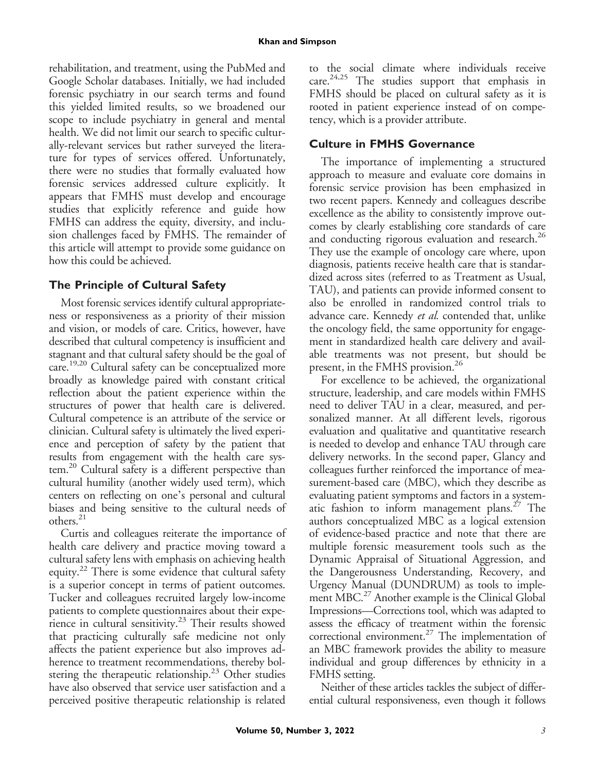rehabilitation, and treatment, using the PubMed and Google Scholar databases. Initially, we had included forensic psychiatry in our search terms and found this yielded limited results, so we broadened our scope to include psychiatry in general and mental health. We did not limit our search to specific culturally-relevant services but rather surveyed the literature for types of services offered. Unfortunately, there were no studies that formally evaluated how forensic services addressed culture explicitly. It appears that FMHS must develop and encourage studies that explicitly reference and guide how FMHS can address the equity, diversity, and inclusion challenges faced by FMHS. The remainder of this article will attempt to provide some guidance on how this could be achieved.

## The Principle of Cultural Safety

Most forensic services identify cultural appropriateness or responsiveness as a priority of their mission and vision, or models of care. Critics, however, have described that cultural competency is insufficient and stagnant and that cultural safety should be the goal of care.[19,20] Cultural safety can be conceptualized more broadly as knowledge paired with constant critical reflection about the patient experience within the structures of power that health care is delivered. Cultural competence is an attribute of the service or clinician. Cultural safety is ultimately the lived experience and perception of safety by the patient that results from engagement with the health care system.[20] Cultural safety is a different perspective than cultural humility (another widely used term), which centers on reflecting on one's personal and cultural biases and being sensitive to the cultural needs of others.[21]

Curtis and colleagues reiterate the importance of health care delivery and practice moving toward a cultural safety lens with emphasis on achieving health equity.[22] There is some evidence that cultural safety is a superior concept in terms of patient outcomes. Tucker and colleagues recruited largely low-income patients to complete questionnaires about their experience in cultural sensitivity.[23] Their results showed that practicing culturally safe medicine not only affects the patient experience but also improves adherence to treatment recommendations, thereby bolstering the therapeutic relationship.[23] Other studies have also observed that service user satisfaction and a perceived positive therapeutic relationship is related to the social climate where individuals receive care.[24,25] The studies support that emphasis in FMHS should be placed on cultural safety as it is rooted in patient experience instead of on competency, which is a provider attribute.

## Culture in FMHS Governance

The importance of implementing a structured approach to measure and evaluate core domains in forensic service provision has been emphasized in two recent papers. Kennedy and colleagues describe excellence as the ability to consistently improve outcomes by clearly establishing core standards of care and conducting rigorous evaluation and research.[26] They use the example of oncology care where, upon diagnosis, patients receive health care that is standardized across sites (referred to as Treatment as Usual, TAU), and patients can provide informed consent to also be enrolled in randomized control trials to advance care. Kennedy *et al.* contended that, unlike the oncology field, the same opportunity for engagement in standardized health care delivery and available treatments was not present, but should be present, in the FMHS provision.[26]

For excellence to be achieved, the organizational structure, leadership, and care models within FMHS need to deliver TAU in a clear, measured, and personalized manner. At all different levels, rigorous evaluation and qualitative and quantitative research is needed to develop and enhance TAU through care delivery networks. In the second paper, Glancy and colleagues further reinforced the importance of measurement-based care (MBC), which they describe as evaluating patient symptoms and factors in a systematic fashion to inform management plans.[27] The authors conceptualized MBC as a logical extension of evidence-based practice and note that there are multiple forensic measurement tools such as the Dynamic Appraisal of Situational Aggression, and the Dangerousness Understanding, Recovery, and Urgency Manual (DUNDRUM) as tools to implement MBC.[27] Another example is the Clinical Global Impressions—Corrections tool, which was adapted to assess the efficacy of treatment within the forensic correctional environment.[27] The implementation of an MBC framework provides the ability to measure individual and group differences by ethnicity in a FMHS setting.

Neither of these articles tackles the subject of differential cultural responsiveness, even though it follows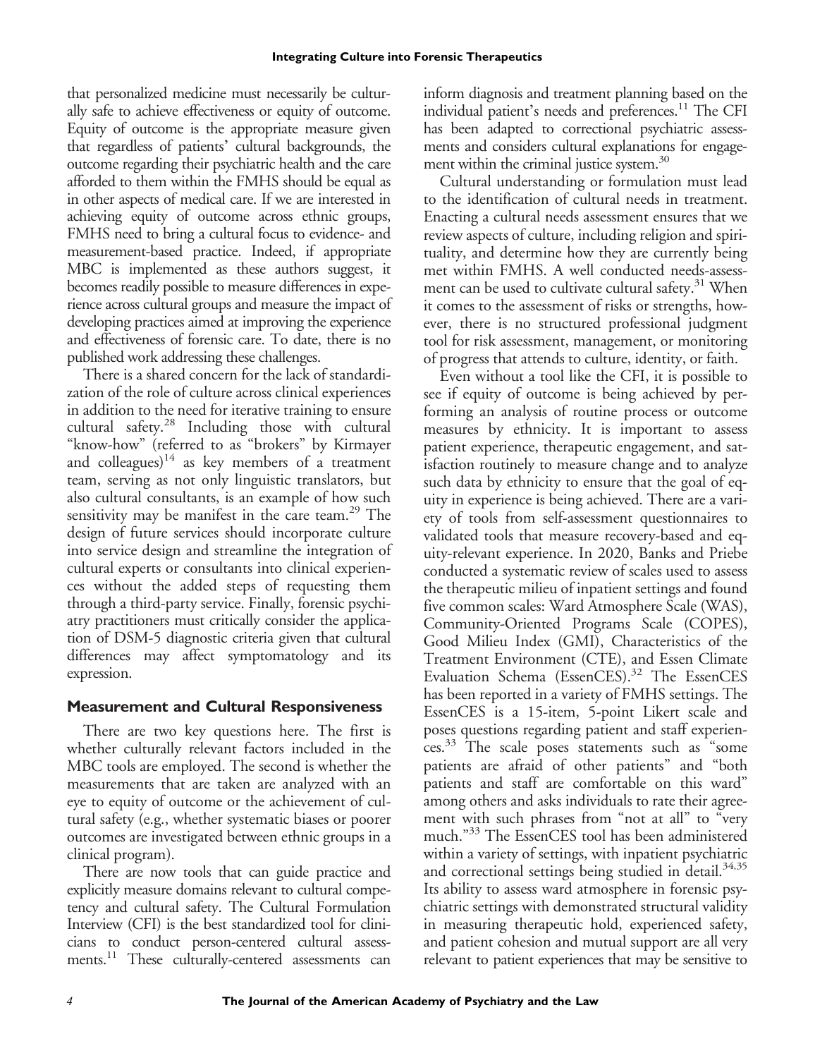that personalized medicine must necessarily be culturally safe to achieve effectiveness or equity of outcome. Equity of outcome is the appropriate measure given that regardless of patients' cultural backgrounds, the outcome regarding their psychiatric health and the care afforded to them within the FMHS should be equal as in other aspects of medical care. If we are interested in achieving equity of outcome across ethnic groups, FMHS need to bring a cultural focus to evidence- and measurement-based practice. Indeed, if appropriate MBC is implemented as these authors suggest, it becomes readily possible to measure differences in experience across cultural groups and measure the impact of developing practices aimed at improving the experience and effectiveness of forensic care. To date, there is no published work addressing these challenges.

There is a shared concern for the lack of standardization of the role of culture across clinical experiences in addition to the need for iterative training to ensure cultural safety.[28] Including those with cultural "know-how" (referred to as "brokers" by Kirmayer and colleagues)[14] as key members of a treatment team, serving as not only linguistic translators, but also cultural consultants, is an example of how such sensitivity may be manifest in the care team.[29] The design of future services should incorporate culture into service design and streamline the integration of cultural experts or consultants into clinical experiences without the added steps of requesting them through a third-party service. Finally, forensic psychiatry practitioners must critically consider the application of DSM-5 diagnostic criteria given that cultural differences may affect symptomatology and its expression.

## Measurement and Cultural Responsiveness

There are two key questions here. The first is whether culturally relevant factors included in the MBC tools are employed. The second is whether the measurements that are taken are analyzed with an eye to equity of outcome or the achievement of cultural safety (e.g., whether systematic biases or poorer outcomes are investigated between ethnic groups in a clinical program).

There are now tools that can guide practice and explicitly measure domains relevant to cultural competency and cultural safety. The Cultural Formulation Interview (CFI) is the best standardized tool for clinicians to conduct person-centered cultural assessments.[11] These culturally-centered assessments can inform diagnosis and treatment planning based on the individual patient's needs and preferences.[11] The CFI has been adapted to correctional psychiatric assessments and considers cultural explanations for engagement within the criminal justice system.[30]

Cultural understanding or formulation must lead to the identification of cultural needs in treatment. Enacting a cultural needs assessment ensures that we review aspects of culture, including religion and spirituality, and determine how they are currently being met within FMHS. A well conducted needs-assessment can be used to cultivate cultural safety.[31] When it comes to the assessment of risks or strengths, however, there is no structured professional judgment tool for risk assessment, management, or monitoring of progress that attends to culture, identity, or faith.

Even without a tool like the CFI, it is possible to see if equity of outcome is being achieved by performing an analysis of routine process or outcome measures by ethnicity. It is important to assess patient experience, therapeutic engagement, and satisfaction routinely to measure change and to analyze such data by ethnicity to ensure that the goal of equity in experience is being achieved. There are a variety of tools from self-assessment questionnaires to validated tools that measure recovery-based and equity-relevant experience. In 2020, Banks and Priebe conducted a systematic review of scales used to assess the therapeutic milieu of inpatient settings and found five common scales: Ward Atmosphere Scale (WAS), Community-Oriented Programs Scale (COPES), Good Milieu Index (GMI), Characteristics of the Treatment Environment (CTE), and Essen Climate Evaluation Schema (EssenCES).[32] The EssenCES has been reported in a variety of FMHS settings. The EssenCES is a 15-item, 5-point Likert scale and poses questions regarding patient and staff experiences.[33] The scale poses statements such as "some patients are afraid of other patients" and "both patients and staff are comfortable on this ward" among others and asks individuals to rate their agreement with such phrases from "not at all" to "very much."[33] The EssenCES tool has been administered within a variety of settings, with inpatient psychiatric and correctional settings being studied in detail.[34,35] Its ability to assess ward atmosphere in forensic psychiatric settings with demonstrated structural validity in measuring therapeutic hold, experienced safety, and patient cohesion and mutual support are all very relevant to patient experiences that may be sensitive to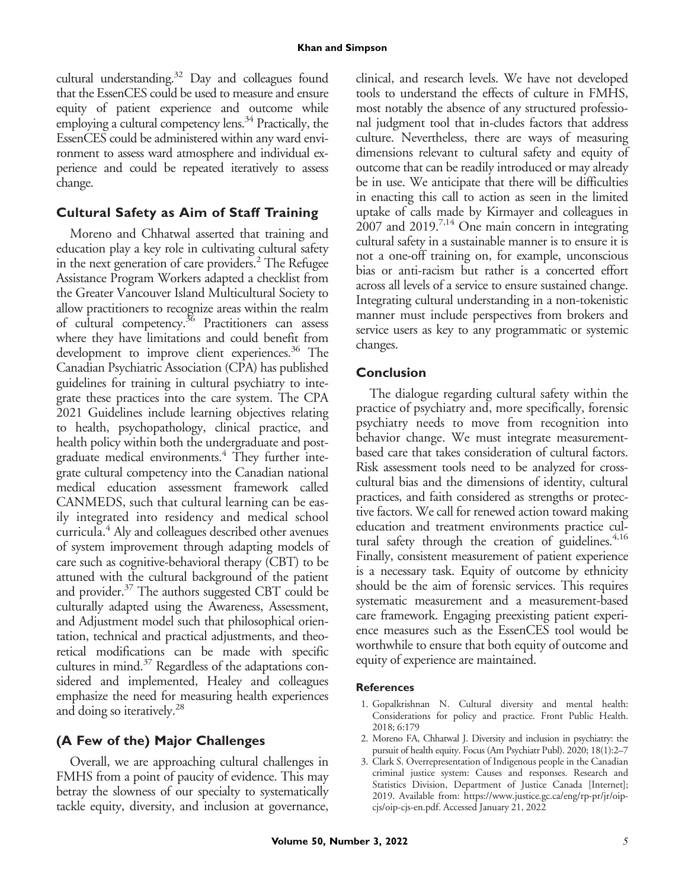cultural understanding.[32] Day and colleagues found that the EssenCES could be used to measure and ensure equity of patient experience and outcome while employing a cultural competency lens.[34] Practically, the EssenCES could be administered within any ward environment to assess ward atmosphere and individual experience and could be repeated iteratively to assess change.

## Cultural Safety as Aim of Staff Training

Moreno and Chhatwal asserted that training and education play a key role in cultivating cultural safety in the next generation of care providers.[2] The Refugee Assistance Program Workers adapted a checklist from the Greater Vancouver Island Multicultural Society to allow practitioners to recognize areas within the realm of cultural competency.[36] Practitioners can assess where they have limitations and could benefit from development to improve client experiences.[36] The Canadian Psychiatric Association (CPA) has published guidelines for training in cultural psychiatry to integrate these practices into the care system. The CPA 2021 Guidelines include learning objectives relating to health, psychopathology, clinical practice, and health policy within both the undergraduate and postgraduate medical environments.[4] They further integrate cultural competency into the Canadian national medical education assessment framework called CANMEDS, such that cultural learning can be easily integrated into residency and medical school curricula.[4] Aly and colleagues described other avenues of system improvement through adapting models of care such as cognitive-behavioral therapy (CBT) to be attuned with the cultural background of the patient and provider.[37] The authors suggested CBT could be culturally adapted using the Awareness, Assessment, and Adjustment model such that philosophical orientation, technical and practical adjustments, and theoretical modifications can be made with specific cultures in mind.[37] Regardless of the adaptations considered and implemented, Healey and colleagues emphasize the need for measuring health experiences and doing so iteratively.[28]

## (A Few of the) Major Challenges

Overall, we are approaching cultural challenges in FMHS from a point of paucity of evidence. This may betray the slowness of our specialty to systematically tackle equity, diversity, and inclusion at governance, clinical, and research levels. We have not developed tools to understand the effects of culture in FMHS, most notably the absence of any structured professional judgment tool that in-cludes factors that address culture. Nevertheless, there are ways of measuring dimensions relevant to cultural safety and equity of outcome that can be readily introduced or may already be in use. We anticipate that there will be difficulties in enacting this call to action as seen in the limited uptake of calls made by Kirmayer and colleagues in 2007 and 2019.[7,14] One main concern in integrating cultural safety in a sustainable manner is to ensure it is not a one-off training on, for example, unconscious bias or anti-racism but rather is a concerted effort across all levels of a service to ensure sustained change. Integrating cultural understanding in a non-tokenistic manner must include perspectives from brokers and service users as key to any programmatic or systemic changes.

## Conclusion

The dialogue regarding cultural safety within the practice of psychiatry and, more specifically, forensic psychiatry needs to move from recognition into behavior change. We must integrate measurement-based care that takes consideration of cultural factors. Risk assessment tools need to be analyzed for cross-cultural bias and the dimensions of identity, cultural practices, and faith considered as strengths or protective factors. We call for renewed action toward making education and treatment environments practice cultural safety through the creation of guidelines.[4,16] Finally, consistent measurement of patient experience is a necessary task. Equity of outcome by ethnicity should be the aim of forensic services. This requires systematic measurement and a measurement-based care framework. Engaging preexisting patient experience measures such as the EssenCES tool would be worthwhile to ensure that both equity of outcome and equity of experience are maintained.

### References

1. Gopalkrishnan N. Cultural diversity and mental health: Considerations for policy and practice. Front Public Health. 2018; 6:179
2. Moreno FA, Chhatwal J. Diversity and inclusion in psychiatry: the pursuit of health equity. Focus (Am Psychiatr Publ). 2020; 18(1):2–7
3. Clark S. Overrepresentation of Indigenous people in the Canadian criminal justice system: Causes and responses. Research and Statistics Division, Department of Justice Canada [Internet]; 2019. Available from: https://www.justice.gc.ca/eng/rp-pr/jr/oip-cjs/oip-cjs-en.pdf. Accessed January 21, 2022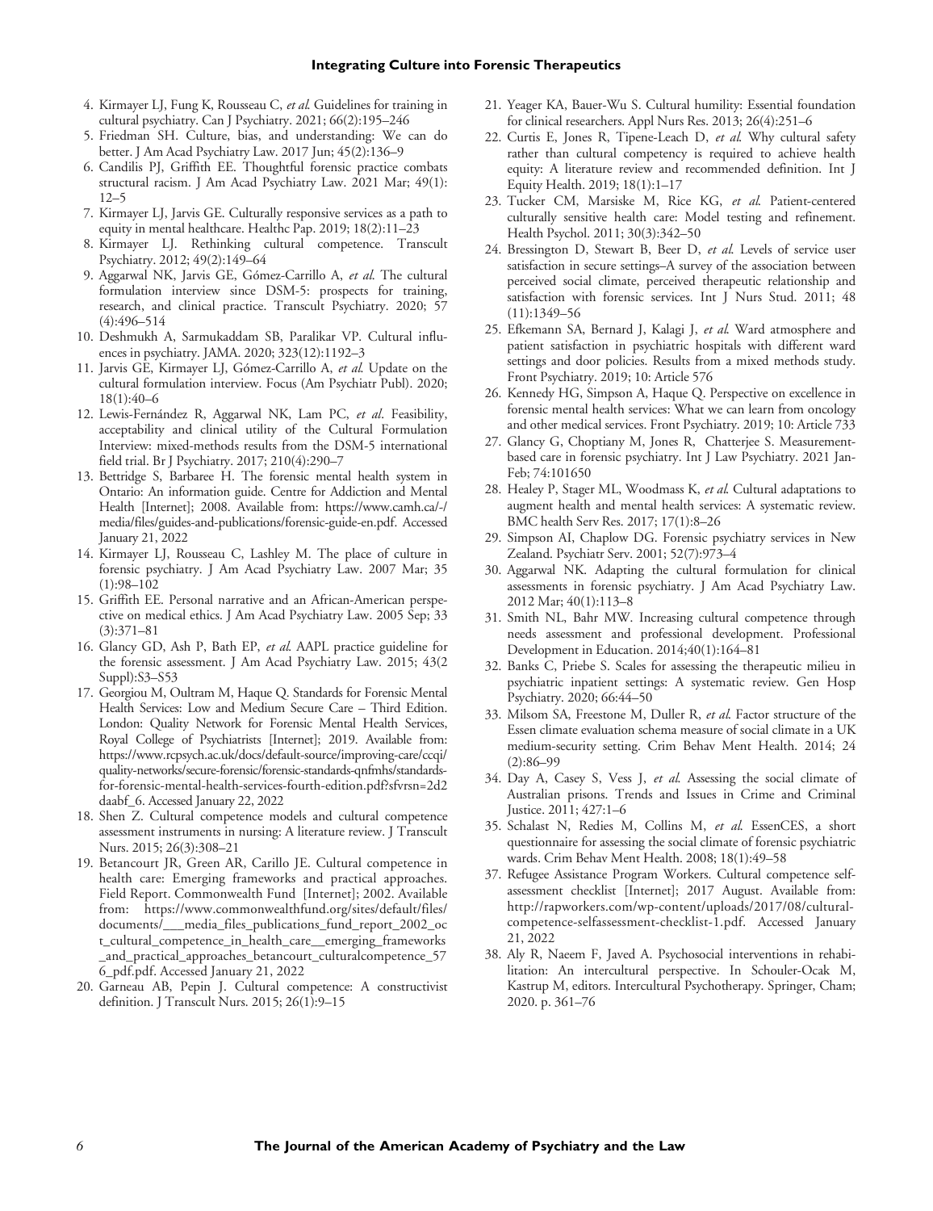4. Kirmayer LJ, Fung K, Rousseau C, *et al.* Guidelines for training in cultural psychiatry. Can J Psychiatry. 2021; 66(2):195–246
5. Friedman SH. Culture, bias, and understanding: We can do better. J Am Acad Psychiatry Law. 2017 Jun; 45(2):136–9
6. Candilis PJ, Griffith EE. Thoughtful forensic practice combats structural racism. J Am Acad Psychiatry Law. 2021 Mar; 49(1): 12–5
7. Kirmayer LJ, Jarvis GE. Culturally responsive services as a path to equity in mental healthcare. Healthc Pap. 2019; 18(2):11–23
8. Kirmayer LJ. Rethinking cultural competence. Transcult Psychiatry. 2012; 49(2):149–64
9. Aggarwal NK, Jarvis GE, Gómez-Carrillo A, *et al.* The cultural formulation interview since DSM-5: prospects for training, research, and clinical practice. Transcult Psychiatry. 2020; 57 (4):496–514
10. Deshmukh A, Sarmukaddam SB, Paralikar VP. Cultural influences in psychiatry. JAMA. 2020; 323(12):1192–3
11. Jarvis GE, Kirmayer LJ, Gómez-Carrillo A, *et al.* Update on the cultural formulation interview. Focus (Am Psychiatr Publ). 2020; 18(1):40–6
12. Lewis-Fernández R, Aggarwal NK, Lam PC, *et al*. Feasibility, acceptability and clinical utility of the Cultural Formulation Interview: mixed-methods results from the DSM-5 international field trial. Br J Psychiatry. 2017; 210(4):290–7
13. Bettridge S, Barbaree H. The forensic mental health system in Ontario: An information guide. Centre for Addiction and Mental Health [Internet]; 2008. Available from: https://www.camh.ca/-/media/files/guides-and-publications/forensic-guide-en.pdf. Accessed January 21, 2022
14. Kirmayer LJ, Rousseau C, Lashley M. The place of culture in forensic psychiatry. J Am Acad Psychiatry Law. 2007 Mar; 35 (1):98–102
15. Griffith EE. Personal narrative and an African-American perspective on medical ethics. J Am Acad Psychiatry Law. 2005 Sep; 33 (3):371–81
16. Glancy GD, Ash P, Bath EP, *et al.* AAPL practice guideline for the forensic assessment. J Am Acad Psychiatry Law. 2015; 43(2 Suppl):S3–S53
17. Georgiou M, Oultram M, Haque Q. Standards for Forensic Mental Health Services: Low and Medium Secure Care – Third Edition. London: Quality Network for Forensic Mental Health Services, Royal College of Psychiatrists [Internet]; 2019. Available from: https://www.rcpsych.ac.uk/docs/default-source/improving-care/ccqi/quality-networks/secure-forensic/forensic-standards-qnfmhs/standards-for-forensic-mental-health-services-fourth-edition.pdf?sfvrsn=2d2daabf_6. Accessed January 22, 2022
18. Shen Z. Cultural competence models and cultural competence assessment instruments in nursing: A literature review. J Transcult Nurs. 2015; 26(3):308–21
19. Betancourt JR, Green AR, Carillo JE. Cultural competence in health care: Emerging frameworks and practical approaches. Field Report. Commonwealth Fund [Internet]; 2002. Available from: https://www.commonwealthfund.org/sites/default/files/documents/___media_files_publications_fund_report_2002_oct_cultural_competence_in_health_care__emerging_frameworks_and_practical_approaches_betancourt_culturalcompetence_576_pdf.pdf. Accessed January 21, 2022
20. Garneau AB, Pepin J. Cultural competence: A constructivist definition. J Transcult Nurs. 2015; 26(1):9–15
21. Yeager KA, Bauer-Wu S. Cultural humility: Essential foundation for clinical researchers. Appl Nurs Res. 2013; 26(4):251–6
22. Curtis E, Jones R, Tipene-Leach D, *et al.* Why cultural safety rather than cultural competency is required to achieve health equity: A literature review and recommended definition. Int J Equity Health. 2019; 18(1):1–17
23. Tucker CM, Marsiske M, Rice KG, *et al.* Patient-centered culturally sensitive health care: Model testing and refinement. Health Psychol. 2011; 30(3):342–50
24. Bressington D, Stewart B, Beer D, *et al.* Levels of service user satisfaction in secure settings–A survey of the association between perceived social climate, perceived therapeutic relationship and satisfaction with forensic services. Int J Nurs Stud. 2011; 48 (11):1349–56
25. Efkemann SA, Bernard J, Kalagi J, *et al.* Ward atmosphere and patient satisfaction in psychiatric hospitals with different ward settings and door policies. Results from a mixed methods study. Front Psychiatry. 2019; 10: Article 576
26. Kennedy HG, Simpson A, Haque Q. Perspective on excellence in forensic mental health services: What we can learn from oncology and other medical services. Front Psychiatry. 2019; 10: Article 733
27. Glancy G, Choptiany M, Jones R, Chatterjee S. Measurement-based care in forensic psychiatry. Int J Law Psychiatry. 2021 Jan-Feb; 74:101650
28. Healey P, Stager ML, Woodmass K, *et al.* Cultural adaptations to augment health and mental health services: A systematic review. BMC health Serv Res. 2017; 17(1):8–26
29. Simpson AI, Chaplow DG. Forensic psychiatry services in New Zealand. Psychiatr Serv. 2001; 52(7):973–4
30. Aggarwal NK. Adapting the cultural formulation for clinical assessments in forensic psychiatry. J Am Acad Psychiatry Law. 2012 Mar; 40(1):113–8
31. Smith NL, Bahr MW. Increasing cultural competence through needs assessment and professional development. Professional Development in Education. 2014;40(1):164–81
32. Banks C, Priebe S. Scales for assessing the therapeutic milieu in psychiatric inpatient settings: A systematic review. Gen Hosp Psychiatry. 2020; 66:44–50
33. Milsom SA, Freestone M, Duller R, *et al.* Factor structure of the Essen climate evaluation schema measure of social climate in a UK medium-security setting. Crim Behav Ment Health. 2014; 24 (2):86–99
34. Day A, Casey S, Vess J, *et al.* Assessing the social climate of Australian prisons. Trends and Issues in Crime and Criminal Justice. 2011; 427:1–6
35. Schalast N, Redies M, Collins M, *et al.* EssenCES, a short questionnaire for assessing the social climate of forensic psychiatric wards. Crim Behav Ment Health. 2008; 18(1):49–58
37. Refugee Assistance Program Workers. Cultural competence self-assessment checklist [Internet]; 2017 August. Available from: http://rapworkers.com/wp-content/uploads/2017/08/cultural-competence-selfassessment-checklist-1.pdf. Accessed January 21, 2022
38. Aly R, Naeem F, Javed A. Psychosocial interventions in rehabilitation: An intercultural perspective. In Schouler-Ocak M, Kastrup M, editors. Intercultural Psychotherapy. Springer, Cham; 2020. p. 361–76